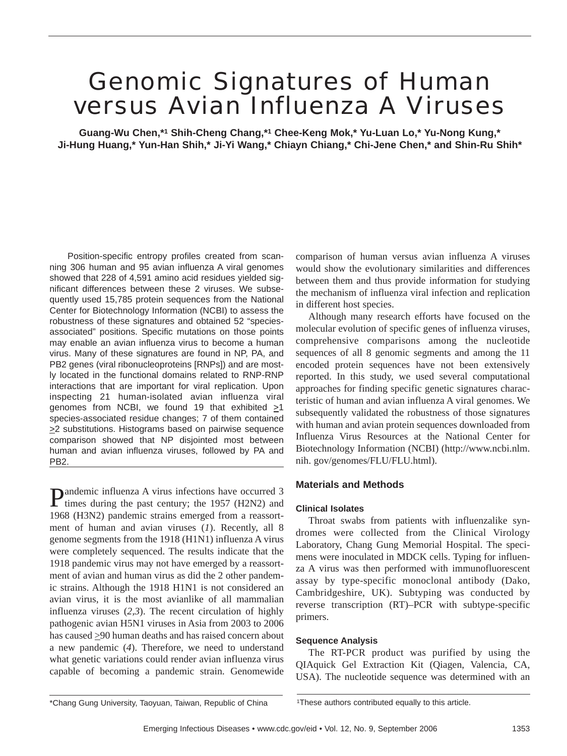# Genomic Signatures of Human versus Avian Influenza A Viruses

**Guang-Wu Chen,*[1] Shih-Cheng Chang,*[1] Chee-Keng Mok,* Yu-Luan Lo,* Yu-Nong Kung,* Ji-Hung Huang,* Yun-Han Shih,* Ji-Yi Wang,* Chiayn Chiang,* Chi-Jene Chen,* and Shin-Ru Shih***

Position-specific entropy profiles created from scanning 306 human and 95 avian influenza A viral genomes showed that 228 of 4,591 amino acid residues yielded significant differences between these 2 viruses. We subsequently used 15,785 protein sequences from the National Center for Biotechnology Information (NCBI) to assess the robustness of these signatures and obtained 52 "species-associated" positions. Specific mutations on those points may enable an avian influenza virus to become a human virus. Many of these signatures are found in NP, PA, and PB2 genes (viral ribonucleoproteins [RNPs]) and are mostly located in the functional domains related to RNP-RNP interactions that are important for viral replication. Upon inspecting 21 human-isolated avian influenza viral genomes from NCBI, we found 19 that exhibited ≥1 species-associated residue changes; 7 of them contained ≥2 substitutions. Histograms based on pairwise sequence comparison showed that NP disjointed most between human and avian influenza viruses, followed by PA and PB2.

Pandemic influenza A virus infections have occurred 3 times during the past century; the 1957 (H2N2) and 1968 (H3N2) pandemic strains emerged from a reassortment of human and avian viruses (*1*). Recently, all 8 genome segments from the 1918 (H1N1) influenza A virus were completely sequenced. The results indicate that the 1918 pandemic virus may not have emerged by a reassortment of avian and human virus as did the 2 other pandemic strains. Although the 1918 H1N1 is not considered an avian virus, it is the most avianlike of all mammalian influenza viruses (*2,3*). The recent circulation of highly pathogenic avian H5N1 viruses in Asia from 2003 to 2006 has caused ≥90 human deaths and has raised concern about a new pandemic (*4*). Therefore, we need to understand what genetic variations could render avian influenza virus capable of becoming a pandemic strain. Genomewide comparison of human versus avian influenza A viruses would show the evolutionary similarities and differences between them and thus provide information for studying the mechanism of influenza viral infection and replication in different host species.

Although many research efforts have focused on the molecular evolution of specific genes of influenza viruses, comprehensive comparisons among the nucleotide sequences of all 8 genomic segments and among the 11 encoded protein sequences have not been extensively reported. In this study, we used several computational approaches for finding specific genetic signatures characteristic of human and avian influenza A viral genomes. We subsequently validated the robustness of those signatures with human and avian protein sequences downloaded from Influenza Virus Resources at the National Center for Biotechnology Information (NCBI) (http://www.ncbi.nlm.nih. gov/genomes/FLU/FLU.html).

## Materials and Methods

### Clinical Isolates

Throat swabs from patients with influenzalike syndromes were collected from the Clinical Virology Laboratory, Chang Gung Memorial Hospital. The specimens were inoculated in MDCK cells. Typing for influenza A virus was then performed with immunofluorescent assay by type-specific monoclonal antibody (Dako, Cambridgeshire, UK). Subtyping was conducted by reverse transcription (RT)–PCR with subtype-specific primers.

### Sequence Analysis

The RT-PCR product was purified by using the QIAquick Gel Extraction Kit (Qiagen, Valencia, CA, USA). The nucleotide sequence was determined with an

*Chang Gung University, Taoyuan, Taiwan, Republic of China

[1]These authors contributed equally to this article.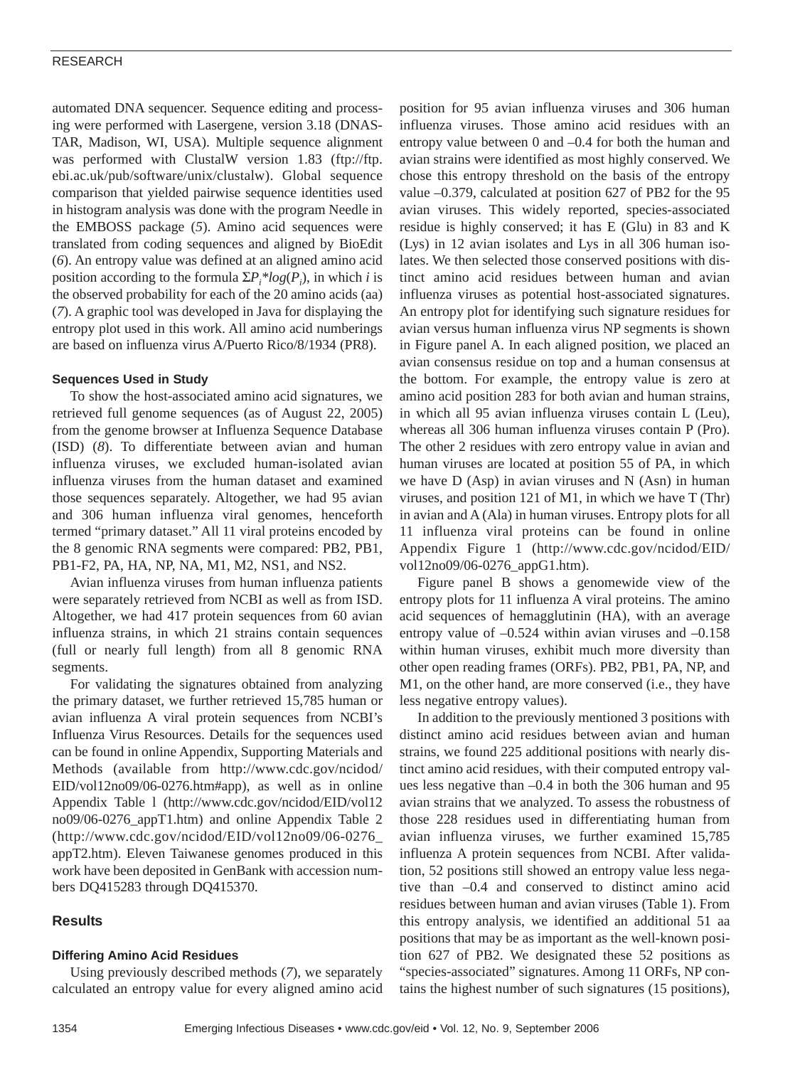automated DNA sequencer. Sequence editing and processing were performed with Lasergene, version 3.18 (DNASTAR, Madison, WI, USA). Multiple sequence alignment was performed with ClustalW version 1.83 (ftp://ftp.ebi.ac.uk/pub/software/unix/clustalw). Global sequence comparison that yielded pairwise sequence identities used in histogram analysis was done with the program Needle in the EMBOSS package (*5*). Amino acid sequences were translated from coding sequences and aligned by BioEdit (*6*). An entropy value was defined at an aligned amino acid position according to the formula $\Sigma P_i * log(P_i)$, in which *i* is the observed probability for each of the 20 amino acids (aa) (*7*). A graphic tool was developed in Java for displaying the entropy plot used in this work. All amino acid numberings are based on influenza virus A/Puerto Rico/8/1934 (PR8).

### Sequences Used in Study

To show the host-associated amino acid signatures, we retrieved full genome sequences (as of August 22, 2005) from the genome browser at Influenza Sequence Database (ISD) (*8*). To differentiate between avian and human influenza viruses, we excluded human-isolated avian influenza viruses from the human dataset and examined those sequences separately. Altogether, we had 95 avian and 306 human influenza viral genomes, henceforth termed "primary dataset." All 11 viral proteins encoded by the 8 genomic RNA segments were compared: PB2, PB1, PB1-F2, PA, HA, NP, NA, M1, M2, NS1, and NS2.

Avian influenza viruses from human influenza patients were separately retrieved from NCBI as well as from ISD. Altogether, we had 417 protein sequences from 60 avian influenza strains, in which 21 strains contain sequences (full or nearly full length) from all 8 genomic RNA segments.

For validating the signatures obtained from analyzing the primary dataset, we further retrieved 15,785 human or avian influenza A viral protein sequences from NCBI's Influenza Virus Resources. Details for the sequences used can be found in online Appendix, Supporting Materials and Methods (available from http://www.cdc.gov/ncidod/EID/vol12no09/06-0276.htm#app), as well as in online Appendix Table 1 (http://www.cdc.gov/ncidod/EID/vol12no09/06-0276_appT1.htm) and online Appendix Table 2 (http://www.cdc.gov/ncidod/EID/vol12no09/06-0276_appT2.htm). Eleven Taiwanese genomes produced in this work have been deposited in GenBank with accession numbers DQ415283 through DQ415370.

## Results

### Differing Amino Acid Residues

Using previously described methods (*7*), we separately calculated an entropy value for every aligned amino acid position for 95 avian influenza viruses and 306 human influenza viruses. Those amino acid residues with an entropy value between 0 and –0.4 for both the human and avian strains were identified as most highly conserved. We chose this entropy threshold on the basis of the entropy value –0.379, calculated at position 627 of PB2 for the 95 avian viruses. This widely reported, species-associated residue is highly conserved; it has E (Glu) in 83 and K (Lys) in 12 avian isolates and Lys in all 306 human isolates. We then selected those conserved positions with distinct amino acid residues between human and avian influenza viruses as potential host-associated signatures. An entropy plot for identifying such signature residues for avian versus human influenza virus NP segments is shown in Figure panel A. In each aligned position, we placed an avian consensus residue on top and a human consensus at the bottom. For example, the entropy value is zero at amino acid position 283 for both avian and human strains, in which all 95 avian influenza viruses contain L (Leu), whereas all 306 human influenza viruses contain P (Pro). The other 2 residues with zero entropy value in avian and human viruses are located at position 55 of PA, in which we have D (Asp) in avian viruses and N (Asn) in human viruses, and position 121 of M1, in which we have T (Thr) in avian and A (Ala) in human viruses. Entropy plots for all 11 influenza viral proteins can be found in online Appendix Figure 1 (http://www.cdc.gov/ncidod/EID/vol12no09/06-0276_appG1.htm).

Figure panel B shows a genomewide view of the entropy plots for 11 influenza A viral proteins. The amino acid sequences of hemagglutinin (HA), with an average entropy value of –0.524 within avian viruses and –0.158 within human viruses, exhibit much more diversity than other open reading frames (ORFs). PB2, PB1, PA, NP, and M1, on the other hand, are more conserved (i.e., they have less negative entropy values).

In addition to the previously mentioned 3 positions with distinct amino acid residues between avian and human strains, we found 225 additional positions with nearly distinct amino acid residues, with their computed entropy values less negative than –0.4 in both the 306 human and 95 avian strains that we analyzed. To assess the robustness of those 228 residues used in differentiating human from avian influenza viruses, we further examined 15,785 influenza A protein sequences from NCBI. After validation, 52 positions still showed an entropy value less negative than –0.4 and conserved to distinct amino acid residues between human and avian viruses (Table 1). From this entropy analysis, we identified an additional 51 aa positions that may be as important as the well-known position 627 of PB2. We designated these 52 positions as "species-associated" signatures. Among 11 ORFs, NP contains the highest number of such signatures (15 positions),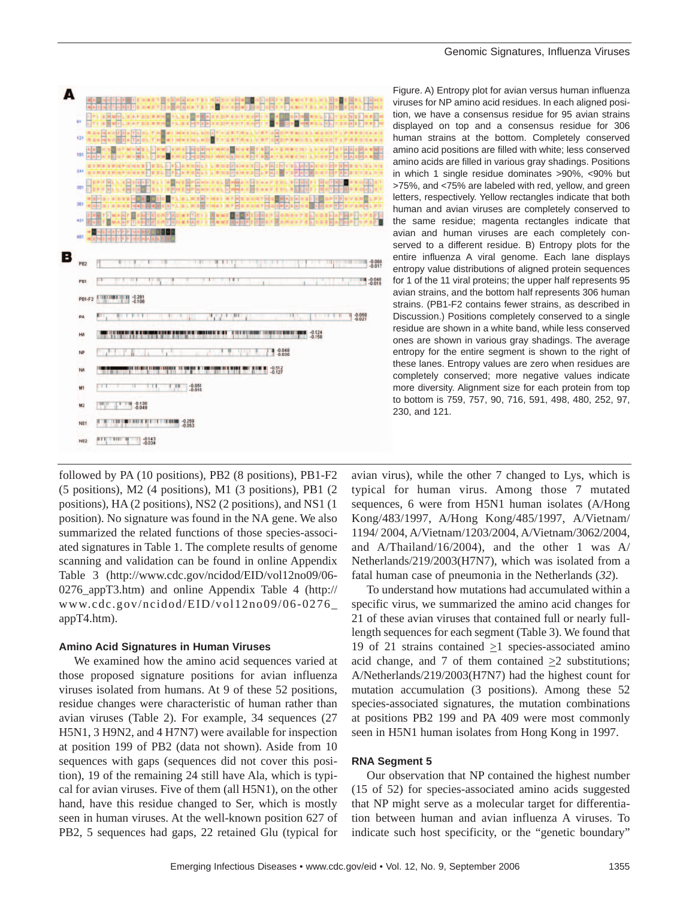Figure. A) Entropy plot for avian versus human influenza viruses for NP amino acid residues. In each aligned position, we have a consensus residue for 95 avian strains displayed on top and a consensus residue for 306 human strains at the bottom. Completely conserved amino acid positions are filled with white; less conserved amino acids are filled in various gray shadings. Positions in which 1 single residue dominates >90%, <90% but >75%, and <75% are labeled with red, yellow, and green letters, respectively. Yellow rectangles indicate that both human and avian viruses are completely conserved to the same residue; magenta rectangles indicate that avian and human viruses are each completely conserved to a different residue. B) Entropy plots for the entire influenza A viral genome. Each lane displays entropy value distributions of aligned protein sequences for 1 of the 11 viral proteins; the upper half represents 95 avian strains, and the bottom half represents 306 human strains. (PB1-F2 contains fewer strains, as described in Discussion.) Positions completely conserved to a single residue are shown in a white band, while less conserved ones are shown in various gray shadings. The average entropy for the entire segment is shown to the right of these lanes. Entropy values are zero when residues are completely conserved; more negative values indicate more diversity. Alignment size for each protein from top to bottom is 759, 757, 90, 716, 591, 498, 480, 252, 97, 230, and 121.

followed by PA (10 positions), PB2 (8 positions), PB1-F2 (5 positions), M2 (4 positions), M1 (3 positions), PB1 (2 positions), HA (2 positions), NS2 (2 positions), and NS1 (1 position). No signature was found in the NA gene. We also summarized the related functions of those species-associated signatures in Table 1. The complete results of genome scanning and validation can be found in online Appendix Table 3 (http://www.cdc.gov/ncidod/EID/vol12no09/06-0276_appT3.htm) and online Appendix Table 4 (http://www.cdc.gov/ncidod/EID/vol12no09/06-0276_appT4.htm).

### Amino Acid Signatures in Human Viruses

We examined how the amino acid sequences varied at those proposed signature positions for avian influenza viruses isolated from humans. At 9 of these 52 positions, residue changes were characteristic of human rather than avian viruses (Table 2). For example, 34 sequences (27 H5N1, 3 H9N2, and 4 H7N7) were available for inspection at position 199 of PB2 (data not shown). Aside from 10 sequences with gaps (sequences did not cover this position), 19 of the remaining 24 still have Ala, which is typical for avian viruses. Five of them (all H5N1), on the other hand, have this residue changed to Ser, which is mostly seen in human viruses. At the well-known position 627 of PB2, 5 sequences had gaps, 22 retained Glu (typical for avian virus), while the other 7 changed to Lys, which is typical for human virus. Among those 7 mutated sequences, 6 were from H5N1 human isolates (A/Hong Kong/483/1997, A/Hong Kong/485/1997, A/Vietnam/1194/ 2004, A/Vietnam/1203/2004, A/Vietnam/3062/2004, and A/Thailand/16/2004), and the other 1 was A/Netherlands/219/2003(H7N7), which was isolated from a fatal human case of pneumonia in the Netherlands (*32*).

To understand how mutations had accumulated within a specific virus, we summarized the amino acid changes for 21 of these avian viruses that contained full or nearly full-length sequences for each segment (Table 3). We found that 19 of 21 strains contained $\geq$1 species-associated amino acid change, and 7 of them contained $\geq$2 substitutions; A/Netherlands/219/2003(H7N7) had the highest count for mutation accumulation (3 positions). Among these 52 species-associated signatures, the mutation combinations at positions PB2 199 and PA 409 were most commonly seen in H5N1 human isolates from Hong Kong in 1997.

### RNA Segment 5

Our observation that NP contained the highest number (15 of 52) for species-associated amino acids suggested that NP might serve as a molecular target for differentiation between human and avian influenza A viruses. To indicate such host specificity, or the "genetic boundary"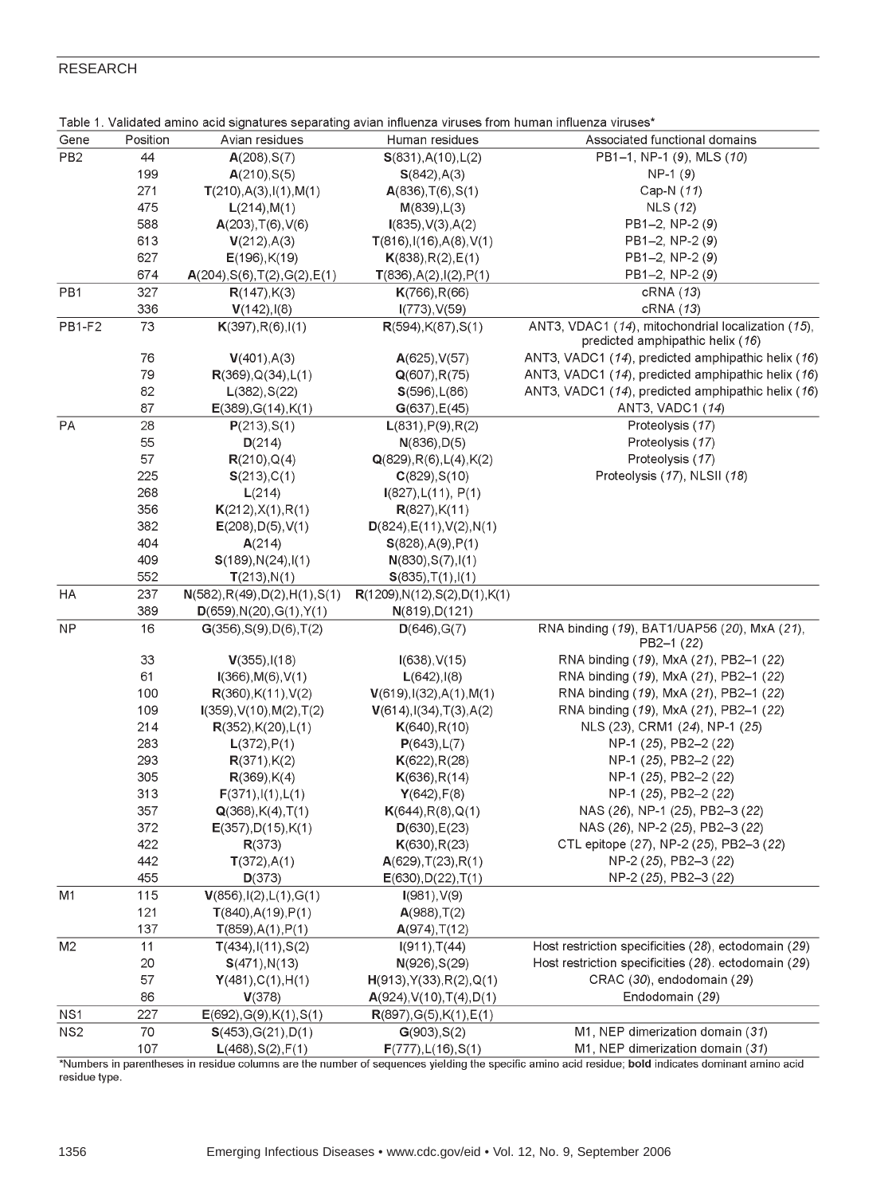Table 1. Validated amino acid signatures separating avian influenza viruses from human influenza viruses*

| Gene | Position | Avian residues | Human residues | Associated functional domains |
|---|---|---|---|---|
| PB2 | 44 | **A**(208),S(7) | **S**(831),A(10),L(2) | PB1–1, NP-1 (*9*), MLS (*10*) |
| | 199 | **A**(210),S(5) | **S**(842),A(3) | NP-1 (*9*) |
| | 271 | **T**(210),A(3),I(1),M(1) | **A**(836),T(6),S(1) | Cap-N (*11*) |
| | 475 | **L**(214),M(1) | **M**(839),L(3) | NLS (*12*) |
| | 588 | **A**(203),T(6),V(6) | **I**(835),V(3),A(2) | PB1–2, NP-2 (*9*) |
| | 613 | **V**(212),A(3) | **T**(816),I(16),A(8),V(1) | PB1–2, NP-2 (*9*) |
| | 627 | **E**(196),K(19) | **K**(838),R(2),E(1) | PB1–2, NP-2 (*9*) |
| | 674 | **A**(204),S(6),T(2),G(2),E(1) | **T**(836),A(2),I(2),P(1) | PB1–2, NP-2 (*9*) |
| PB1 | 327 | **R**(147),K(3) | **K**(766),R(66) | cRNA (*13*) |
| | 336 | **V**(142),I(8) | **I**(773),V(59) | cRNA (*13*) |
| PB1-F2 | 73 | **K**(397),R(6),I(1) | **R**(594),K(87),S(1) | ANT3, VDAC1 (*14*), mitochondrial localization (*15*), predicted amphipathic helix (*16*) |
| | 76 | **V**(401),A(3) | **A**(625),V(57) | ANT3, VADC1 (*14*), predicted amphipathic helix (*16*) |
| | 79 | **R**(369),Q(34),L(1) | **Q**(607),R(75) | ANT3, VADC1 (*14*), predicted amphipathic helix (*16*) |
| | 82 | **L**(382),S(22) | **S**(596),L(86) | ANT3, VADC1 (*14*), predicted amphipathic helix (*16*) |
| | 87 | **E**(389),G(14),K(1) | **G**(637),E(45) | ANT3, VADC1 (*14*) |
| PA | 28 | **P**(213),S(1) | **L**(831),P(9),R(2) | Proteolysis (*17*) |
| | 55 | **D**(214) | **N**(836),D(5) | Proteolysis (*17*) |
| | 57 | **R**(210),Q(4) | **Q**(829),R(6),L(4),K(2) | Proteolysis (*17*) |
| | 225 | **S**(213),C(1) | **C**(829),S(10) | Proteolysis (*17*), NLSII (*18*) |
| | 268 | **L**(214) | **I**(827),L(11), P(1) | |
| | 356 | **K**(212),X(1),R(1) | **R**(827),K(11) | |
| | 382 | **E**(208),D(5),V(1) | **D**(824),E(11),V(2),N(1) | |
| | 404 | **A**(214) | **S**(828),A(9),P(1) | |
| | 409 | **S**(189),N(24),I(1) | **N**(830),S(7),I(1) | |
| | 552 | **T**(213),N(1) | **S**(835),T(1),I(1) | |
| HA | 237 | **N**(582),R(49),D(2),H(1),S(1) | **R**(1209),N(12),S(2),D(1),K(1) | |
| | 389 | **D**(659),N(20),G(1),Y(1) | **N**(819),D(121) | |
| NP | 16 | **G**(356),S(9),D(6),T(2) | **D**(646),G(7) | RNA binding (*19*), BAT1/UAP56 (*20*), MxA (*21*), PB2–1 (*22*) |
| | 33 | **V**(355),I(18) | **I**(638),V(15) | RNA binding (*19*), MxA (*21*), PB2–1 (*22*) |
| | 61 | **I**(366),M(6),V(1) | **L**(642),I(8) | RNA binding (*19*), MxA (*21*), PB2–1 (*22*) |
| | 100 | **R**(360),K(11),V(2) | **V**(619),I(32),A(1),M(1) | RNA binding (*19*), MxA (*21*), PB2–1 (*22*) |
| | 109 | **I**(359),V(10),M(2),T(2) | **V**(614),I(34),T(3),A(2) | RNA binding (*19*), MxA (*21*), PB2–1 (*22*) |
| | 214 | **R**(352),K(20),L(1) | **K**(640),R(10) | NLS (*23*), CRM1 (*24*), NP-1 (*25*) |
| | 283 | **L**(372),P(1) | **P**(643),L(7) | NP-1 (*25*), PB2–2 (*22*) |
| | 293 | **R**(371),K(2) | **K**(622),R(28) | NP-1 (*25*), PB2–2 (*22*) |
| | 305 | **R**(369),K(4) | **K**(636),R(14) | NP-1 (*25*), PB2–2 (*22*) |
| | 313 | **F**(371),I(1),L(1) | **Y**(642),F(8) | NP-1 (*25*), PB2–2 (*22*) |
| | 357 | **Q**(368),K(4),T(1) | **K**(644),R(8),Q(1) | NAS (*26*), NP-1 (*25*), PB2–3 (*22*) |
| | 372 | **E**(357),D(15),K(1) | **D**(630),E(23) | NAS (*26*), NP-2 (*25*), PB2–3 (*22*) |
| | 422 | **R**(373) | **K**(630),R(23) | CTL epitope (*27*), NP-2 (*25*), PB2–3 (*22*) |
| | 442 | **T**(372),A(1) | **A**(629),T(23),R(1) | NP-2 (*25*), PB2–3 (*22*) |
| | 455 | **D**(373) | **E**(630),D(22),T(1) | NP-2 (*25*), PB2–3 (*22*) |
| M1 | 115 | **V**(856),I(2),L(1),G(1) | **I**(981),V(9) | |
| | 121 | **T**(840),A(19),P(1) | **A**(988),T(2) | |
| | 137 | **T**(859),A(1),P(1) | **A**(974),T(12) | |
| M2 | 11 | **T**(434),I(11),S(2) | **I**(911),T(44) | Host restriction specificities (*28*), ectodomain (*29*) |
| | 20 | **S**(471),N(13) | **N**(926),S(29) | Host restriction specificities (*28*). ectodomain (*29*) |
| | 57 | **Y**(481),C(1),H(1) | **H**(913),Y(33),R(2),Q(1) | CRAC (*30*), endodomain (*29*) |
| | 86 | **V**(378) | **A**(924),V(10),T(4),D(1) | Endodomain (*29*) |
| NS1 | 227 | **E**(692),G(9),K(1),S(1) | **R**(897),G(5),K(1),E(1) | |
| NS2 | 70 | **S**(453),G(21),D(1) | **G**(903),S(2) | M1, NEP dimerization domain (*31*) |
| | 107 | **L**(468),S(2),F(1) | **F**(777),L(16),S(1) | M1, NEP dimerization domain (*31*) |

*Numbers in parentheses in residue columns are the number of sequences yielding the specific amino acid residue; **bold** indicates dominant amino acid residue type.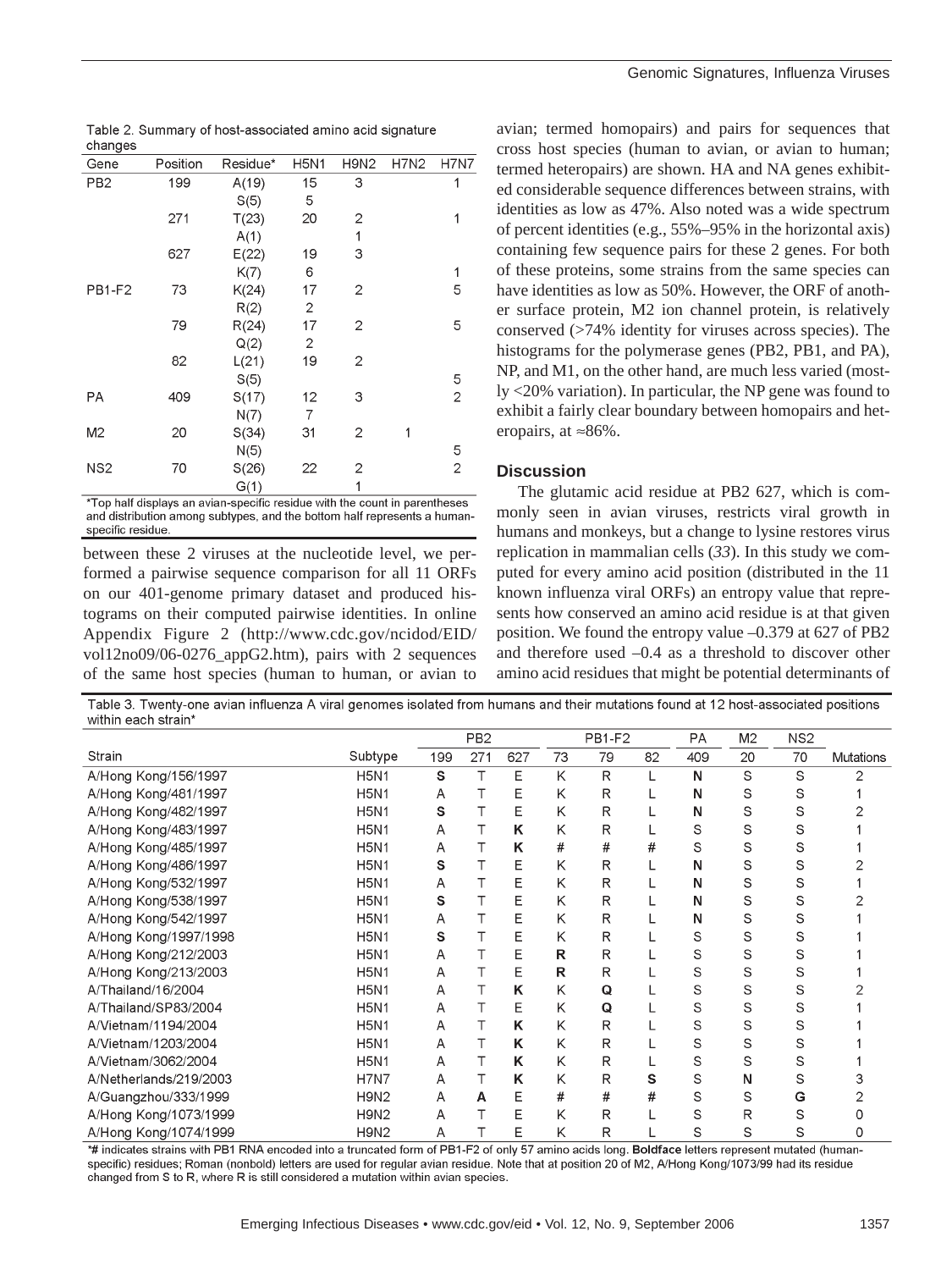Table 2. Summary of host-associated amino acid signature changes

| Gene | Position | Residue* | H5N1 | H9N2 | H7N2 | H7N7 |
|---|---|---|---|---|---|---|
| PB2 | 199 | A(19) | 15 | 3 | | 1 |
| | | S(5) | 5 | | | |
| | 271 | T(23) | 20 | 2 | | 1 |
| | | A(1) | | 1 | | |
| | 627 | E(22) | 19 | 3 | | |
| | | K(7) | 6 | | | 1 |
| PB1-F2 | 73 | K(24) | 17 | 2 | | 5 |
| | | R(2) | 2 | | | |
| | 79 | R(24) | 17 | 2 | | 5 |
| | | Q(2) | 2 | | | |
| | 82 | L(21) | 19 | 2 | | |
| | | S(5) | | | | 5 |
| PA | 409 | S(17) | 12 | 3 | | 2 |
| | | N(7) | 7 | | | |
| M2 | 20 | S(34) | 31 | 2 | 1 | |
| | | N(5) | | | | 5 |
| NS2 | 70 | S(26) | 22 | 2 | | 2 |
| | | G(1) | | 1 | | |

*Top half displays an avian-specific residue with the count in parentheses and distribution among subtypes, and the bottom half represents a human-specific residue.

between these 2 viruses at the nucleotide level, we performed a pairwise sequence comparison for all 11 ORFs on our 401-genome primary dataset and produced histograms on their computed pairwise identities. In online Appendix Figure 2 (http://www.cdc.gov/ncidod/EID/vol12no09/06-0276_appG2.htm), pairs with 2 sequences of the same host species (human to human, or avian to avian; termed homopairs) and pairs for sequences that cross host species (human to avian, or avian to human; termed heteropairs) are shown. HA and NA genes exhibited considerable sequence differences between strains, with identities as low as 47%. Also noted was a wide spectrum of percent identities (e.g., 55%–95% in the horizontal axis) containing few sequence pairs for these 2 genes. For both of these proteins, some strains from the same species can have identities as low as 50%. However, the ORF of another surface protein, M2 ion channel protein, is relatively conserved (>74% identity for viruses across species). The histograms for the polymerase genes (PB2, PB1, and PA), NP, and M1, on the other hand, are much less varied (mostly <20% variation). In particular, the NP gene was found to exhibit a fairly clear boundary between homopairs and heteropairs, at ≈86%.

## Discussion

The glutamic acid residue at PB2 627, which is commonly seen in avian viruses, restricts viral growth in humans and monkeys, but a change to lysine restores virus replication in mammalian cells (*33*). In this study we computed for every amino acid position (distributed in the 11 known influenza viral ORFs) an entropy value that represents how conserved an amino acid residue is at that given position. We found the entropy value –0.379 at 627 of PB2 and therefore used –0.4 as a threshold to discover other amino acid residues that might be potential determinants of

Table 3. Twenty-one avian influenza A viral genomes isolated from humans and their mutations found at 12 host-associated positions within each strain*

| | | PB2 | | | PB1-F2 | | | PA | M2 | NS2 | |
|---|---|---|---|---|---|---|---|---|---|---|---|
| Strain | Subtype | 199 | 271 | 627 | 73 | 79 | 82 | 409 | 20 | 70 | Mutations |
| A/Hong Kong/156/1997 | H5N1 | **S** | T | E | K | R | L | **N** | S | S | 2 |
| A/Hong Kong/481/1997 | H5N1 | A | T | E | K | R | L | **N** | S | S | 1 |
| A/Hong Kong/482/1997 | H5N1 | **S** | T | E | K | R | L | **N** | S | S | 2 |
| A/Hong Kong/483/1997 | H5N1 | A | T | **K** | K | R | L | S | S | S | 1 |
| A/Hong Kong/485/1997 | H5N1 | A | T | **K** | # | # | # | S | S | S | 1 |
| A/Hong Kong/486/1997 | H5N1 | **S** | T | E | K | R | L | **N** | S | S | 2 |
| A/Hong Kong/532/1997 | H5N1 | A | T | E | K | R | L | **N** | S | S | 1 |
| A/Hong Kong/538/1997 | H5N1 | **S** | T | E | K | R | L | **N** | S | S | 2 |
| A/Hong Kong/542/1997 | H5N1 | A | T | E | K | R | L | **N** | S | S | 1 |
| A/Hong Kong/1997/1998 | H5N1 | **S** | T | E | K | R | L | S | S | S | 1 |
| A/Hong Kong/212/2003 | H5N1 | A | T | E | **R** | R | L | S | S | S | 1 |
| A/Hong Kong/213/2003 | H5N1 | A | T | E | **R** | R | L | S | S | S | 1 |
| A/Thailand/16/2004 | H5N1 | A | T | **K** | K | **Q** | L | S | S | S | 2 |
| A/Thailand/SP83/2004 | H5N1 | A | T | E | K | **Q** | L | S | S | S | 1 |
| A/Vietnam/1194/2004 | H5N1 | A | T | **K** | K | R | L | S | S | S | 1 |
| A/Vietnam/1203/2004 | H5N1 | A | T | **K** | K | R | L | S | S | S | 1 |
| A/Vietnam/3062/2004 | H5N1 | A | T | **K** | K | R | L | S | S | S | 1 |
| A/Netherlands/219/2003 | H7N7 | A | T | **K** | K | R | **S** | S | **N** | S | 3 |
| A/Guangzhou/333/1999 | H9N2 | A | **A** | E | # | # | # | S | S | **G** | 2 |
| A/Hong Kong/1073/1999 | H9N2 | A | T | E | K | R | L | S | R | S | 0 |
| A/Hong Kong/1074/1999 | H9N2 | A | T | E | K | R | L | S | S | S | 0 |

*# indicates strains with PB1 RNA encoded into a truncated form of PB1-F2 of only 57 amino acids long. **Boldface** letters represent mutated (human-specific) residues; Roman (nonbold) letters are used for regular avian residue. Note that at position 20 of M2, A/Hong Kong/1073/99 had its residue changed from S to R, where R is still considered a mutation within avian species.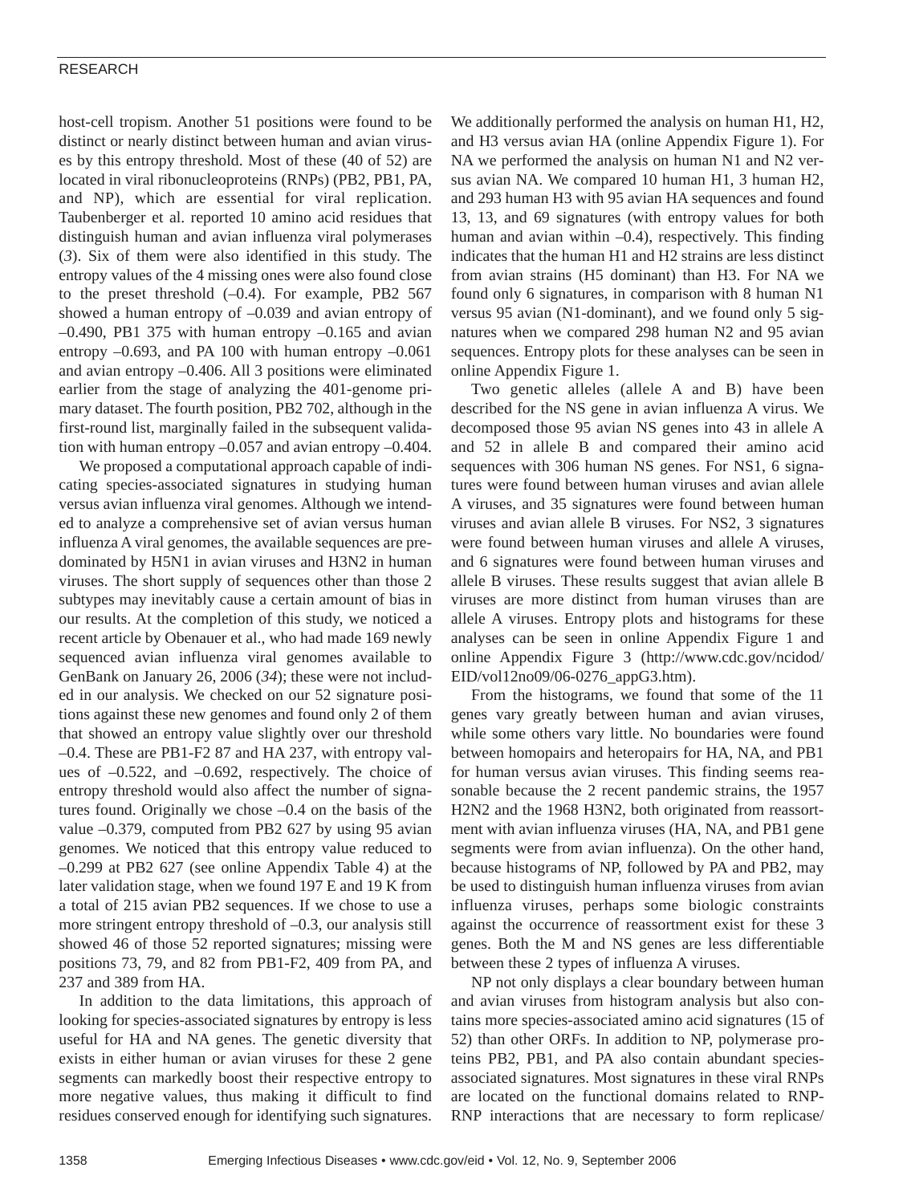host-cell tropism. Another 51 positions were found to be distinct or nearly distinct between human and avian viruses by this entropy threshold. Most of these (40 of 52) are located in viral ribonucleoproteins (RNPs) (PB2, PB1, PA, and NP), which are essential for viral replication. Taubenberger et al. reported 10 amino acid residues that distinguish human and avian influenza viral polymerases (*3*). Six of them were also identified in this study. The entropy values of the 4 missing ones were also found close to the preset threshold (–0.4). For example, PB2 567 showed a human entropy of –0.039 and avian entropy of –0.490, PB1 375 with human entropy –0.165 and avian entropy –0.693, and PA 100 with human entropy –0.061 and avian entropy –0.406. All 3 positions were eliminated earlier from the stage of analyzing the 401-genome primary dataset. The fourth position, PB2 702, although in the first-round list, marginally failed in the subsequent validation with human entropy –0.057 and avian entropy –0.404.

We proposed a computational approach capable of indicating species-associated signatures in studying human versus avian influenza viral genomes. Although we intended to analyze a comprehensive set of avian versus human influenza A viral genomes, the available sequences are predominated by H5N1 in avian viruses and H3N2 in human viruses. The short supply of sequences other than those 2 subtypes may inevitably cause a certain amount of bias in our results. At the completion of this study, we noticed a recent article by Obenauer et al., who had made 169 newly sequenced avian influenza viral genomes available to GenBank on January 26, 2006 (*34*); these were not included in our analysis. We checked on our 52 signature positions against these new genomes and found only 2 of them that showed an entropy value slightly over our threshold –0.4. These are PB1-F2 87 and HA 237, with entropy values of –0.522, and –0.692, respectively. The choice of entropy threshold would also affect the number of signatures found. Originally we chose –0.4 on the basis of the value –0.379, computed from PB2 627 by using 95 avian genomes. We noticed that this entropy value reduced to –0.299 at PB2 627 (see online Appendix Table 4) at the later validation stage, when we found 197 E and 19 K from a total of 215 avian PB2 sequences. If we chose to use a more stringent entropy threshold of –0.3, our analysis still showed 46 of those 52 reported signatures; missing were positions 73, 79, and 82 from PB1-F2, 409 from PA, and 237 and 389 from HA.

In addition to the data limitations, this approach of looking for species-associated signatures by entropy is less useful for HA and NA genes. The genetic diversity that exists in either human or avian viruses for these 2 gene segments can markedly boost their respective entropy to more negative values, thus making it difficult to find residues conserved enough for identifying such signatures. We additionally performed the analysis on human H1, H2, and H3 versus avian HA (online Appendix Figure 1). For NA we performed the analysis on human N1 and N2 versus avian NA. We compared 10 human H1, 3 human H2, and 293 human H3 with 95 avian HA sequences and found 13, 13, and 69 signatures (with entropy values for both human and avian within –0.4), respectively. This finding indicates that the human H1 and H2 strains are less distinct from avian strains (H5 dominant) than H3. For NA we found only 6 signatures, in comparison with 8 human N1 versus 95 avian (N1-dominant), and we found only 5 signatures when we compared 298 human N2 and 95 avian sequences. Entropy plots for these analyses can be seen in online Appendix Figure 1.

Two genetic alleles (allele A and B) have been described for the NS gene in avian influenza A virus. We decomposed those 95 avian NS genes into 43 in allele A and 52 in allele B and compared their amino acid sequences with 306 human NS genes. For NS1, 6 signatures were found between human viruses and avian allele A viruses, and 35 signatures were found between human viruses and avian allele B viruses. For NS2, 3 signatures were found between human viruses and allele A viruses, and 6 signatures were found between human viruses and allele B viruses. These results suggest that avian allele B viruses are more distinct from human viruses than are allele A viruses. Entropy plots and histograms for these analyses can be seen in online Appendix Figure 1 and online Appendix Figure 3 (http://www.cdc.gov/ncidod/EID/vol12no09/06-0276_appG3.htm).

From the histograms, we found that some of the 11 genes vary greatly between human and avian viruses, while some others vary little. No boundaries were found between homopairs and heteropairs for HA, NA, and PB1 for human versus avian viruses. This finding seems reasonable because the 2 recent pandemic strains, the 1957 H2N2 and the 1968 H3N2, both originated from reassortment with avian influenza viruses (HA, NA, and PB1 gene segments were from avian influenza). On the other hand, because histograms of NP, followed by PA and PB2, may be used to distinguish human influenza viruses from avian influenza viruses, perhaps some biologic constraints against the occurrence of reassortment exist for these 3 genes. Both the M and NS genes are less differentiable between these 2 types of influenza A viruses.

NP not only displays a clear boundary between human and avian viruses from histogram analysis but also contains more species-associated amino acid signatures (15 of 52) than other ORFs. In addition to NP, polymerase proteins PB2, PB1, and PA also contain abundant species-associated signatures. Most signatures in these viral RNPs are located on the functional domains related to RNP-RNP interactions that are necessary to form replicase/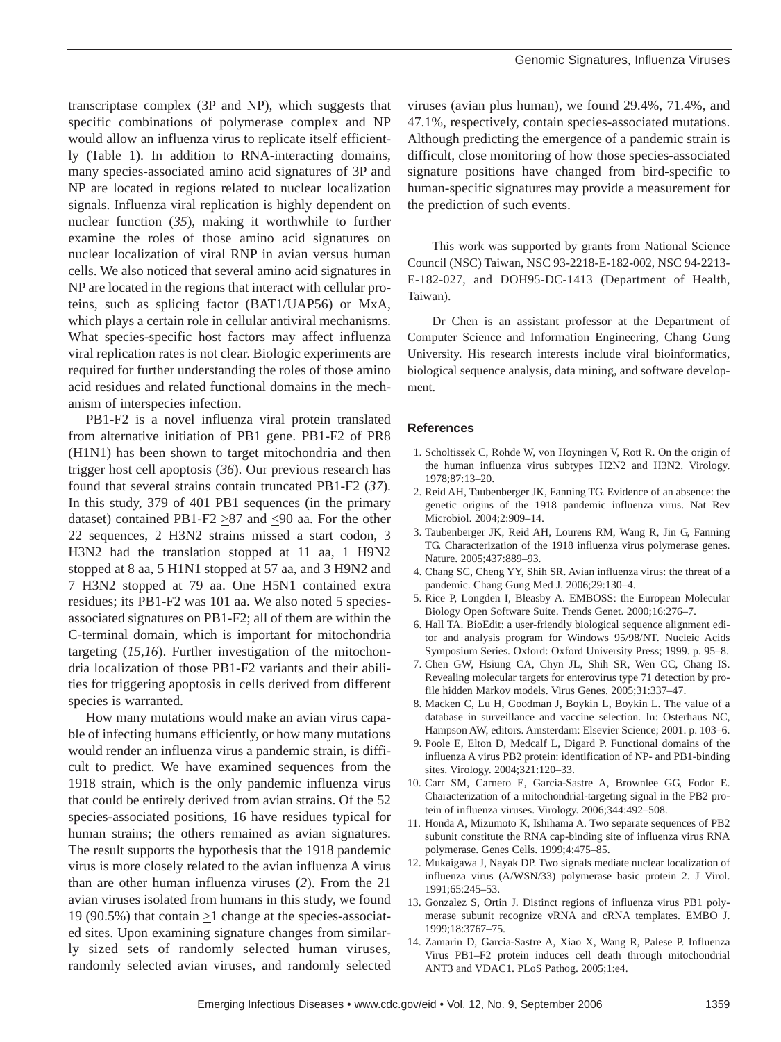transcriptase complex (3P and NP), which suggests that specific combinations of polymerase complex and NP would allow an influenza virus to replicate itself efficiently (Table 1). In addition to RNA-interacting domains, many species-associated amino acid signatures of 3P and NP are located in regions related to nuclear localization signals. Influenza viral replication is highly dependent on nuclear function (*35*), making it worthwhile to further examine the roles of those amino acid signatures on nuclear localization of viral RNP in avian versus human cells. We also noticed that several amino acid signatures in NP are located in the regions that interact with cellular proteins, such as splicing factor (BAT1/UAP56) or MxA, which plays a certain role in cellular antiviral mechanisms. What species-specific host factors may affect influenza viral replication rates is not clear. Biologic experiments are required for further understanding the roles of those amino acid residues and related functional domains in the mechanism of interspecies infection.

PB1-F2 is a novel influenza viral protein translated from alternative initiation of PB1 gene. PB1-F2 of PR8 (H1N1) has been shown to target mitochondria and then trigger host cell apoptosis (*36*). Our previous research has found that several strains contain truncated PB1-F2 (*37*). In this study, 379 of 401 PB1 sequences (in the primary dataset) contained PB1-F2 $\geq$87 and $\leq$90 aa. For the other 22 sequences, 2 H3N2 strains missed a start codon, 3 H3N2 had the translation stopped at 11 aa, 1 H9N2 stopped at 8 aa, 5 H1N1 stopped at 57 aa, and 3 H9N2 and 7 H3N2 stopped at 79 aa. One H5N1 contained extra residues; its PB1-F2 was 101 aa. We also noted 5 species-associated signatures on PB1-F2; all of them are within the C-terminal domain, which is important for mitochondria targeting (*15,16*). Further investigation of the mitochondria localization of those PB1-F2 variants and their abilities for triggering apoptosis in cells derived from different species is warranted.

How many mutations would make an avian virus capable of infecting humans efficiently, or how many mutations would render an influenza virus a pandemic strain, is difficult to predict. We have examined sequences from the 1918 strain, which is the only pandemic influenza virus that could be entirely derived from avian strains. Of the 52 species-associated positions, 16 have residues typical for human strains; the others remained as avian signatures. The result supports the hypothesis that the 1918 pandemic virus is more closely related to the avian influenza A virus than are other human influenza viruses (*2*). From the 21 avian viruses isolated from humans in this study, we found 19 (90.5%) that contain $\geq$1 change at the species-associated sites. Upon examining signature changes from similarly sized sets of randomly selected human viruses, randomly selected avian viruses, and randomly selected viruses (avian plus human), we found 29.4%, 71.4%, and 47.1%, respectively, contain species-associated mutations. Although predicting the emergence of a pandemic strain is difficult, close monitoring of how those species-associated signature positions have changed from bird-specific to human-specific signatures may provide a measurement for the prediction of such events.

This work was supported by grants from National Science Council (NSC) Taiwan, NSC 93-2218-E-182-002, NSC 94-2213-E-182-027, and DOH95-DC-1413 (Department of Health, Taiwan).

Dr Chen is an assistant professor at the Department of Computer Science and Information Engineering, Chang Gung University. His research interests include viral bioinformatics, biological sequence analysis, data mining, and software development.

## References

1. Scholtissek C, Rohde W, von Hoyningen V, Rott R. On the origin of the human influenza virus subtypes H2N2 and H3N2. Virology. 1978;87:13–20.
2. Reid AH, Taubenberger JK, Fanning TG. Evidence of an absence: the genetic origins of the 1918 pandemic influenza virus. Nat Rev Microbiol. 2004;2:909–14.
3. Taubenberger JK, Reid AH, Lourens RM, Wang R, Jin G, Fanning TG. Characterization of the 1918 influenza virus polymerase genes. Nature. 2005;437:889–93.
4. Chang SC, Cheng YY, Shih SR. Avian influenza virus: the threat of a pandemic. Chang Gung Med J. 2006;29:130–4.
5. Rice P, Longden I, Bleasby A. EMBOSS: the European Molecular Biology Open Software Suite. Trends Genet. 2000;16:276–7.
6. Hall TA. BioEdit: a user-friendly biological sequence alignment editor and analysis program for Windows 95/98/NT. Nucleic Acids Symposium Series. Oxford: Oxford University Press; 1999. p. 95–8.
7. Chen GW, Hsiung CA, Chyn JL, Shih SR, Wen CC, Chang IS. Revealing molecular targets for enterovirus type 71 detection by profile hidden Markov models. Virus Genes. 2005;31:337–47.
8. Macken C, Lu H, Goodman J, Boykin L, Boykin L. The value of a database in surveillance and vaccine selection. In: Osterhaus NC, Hampson AW, editors. Amsterdam: Elsevier Science; 2001. p. 103–6.
9. Poole E, Elton D, Medcalf L, Digard P. Functional domains of the influenza A virus PB2 protein: identification of NP- and PB1-binding sites. Virology. 2004;321:120–33.
10. Carr SM, Carnero E, Garcia-Sastre A, Brownlee GG, Fodor E. Characterization of a mitochondrial-targeting signal in the PB2 protein of influenza viruses. Virology. 2006;344:492–508.
11. Honda A, Mizumoto K, Ishihama A. Two separate sequences of PB2 subunit constitute the RNA cap-binding site of influenza virus RNA polymerase. Genes Cells. 1999;4:475–85.
12. Mukaigawa J, Nayak DP. Two signals mediate nuclear localization of influenza virus (A/WSN/33) polymerase basic protein 2. J Virol. 1991;65:245–53.
13. Gonzalez S, Ortin J. Distinct regions of influenza virus PB1 polymerase subunit recognize vRNA and cRNA templates. EMBO J. 1999;18:3767–75.
14. Zamarin D, Garcia-Sastre A, Xiao X, Wang R, Palese P. Influenza Virus PB1–F2 protein induces cell death through mitochondrial ANT3 and VDAC1. PLoS Pathog. 2005;1:e4.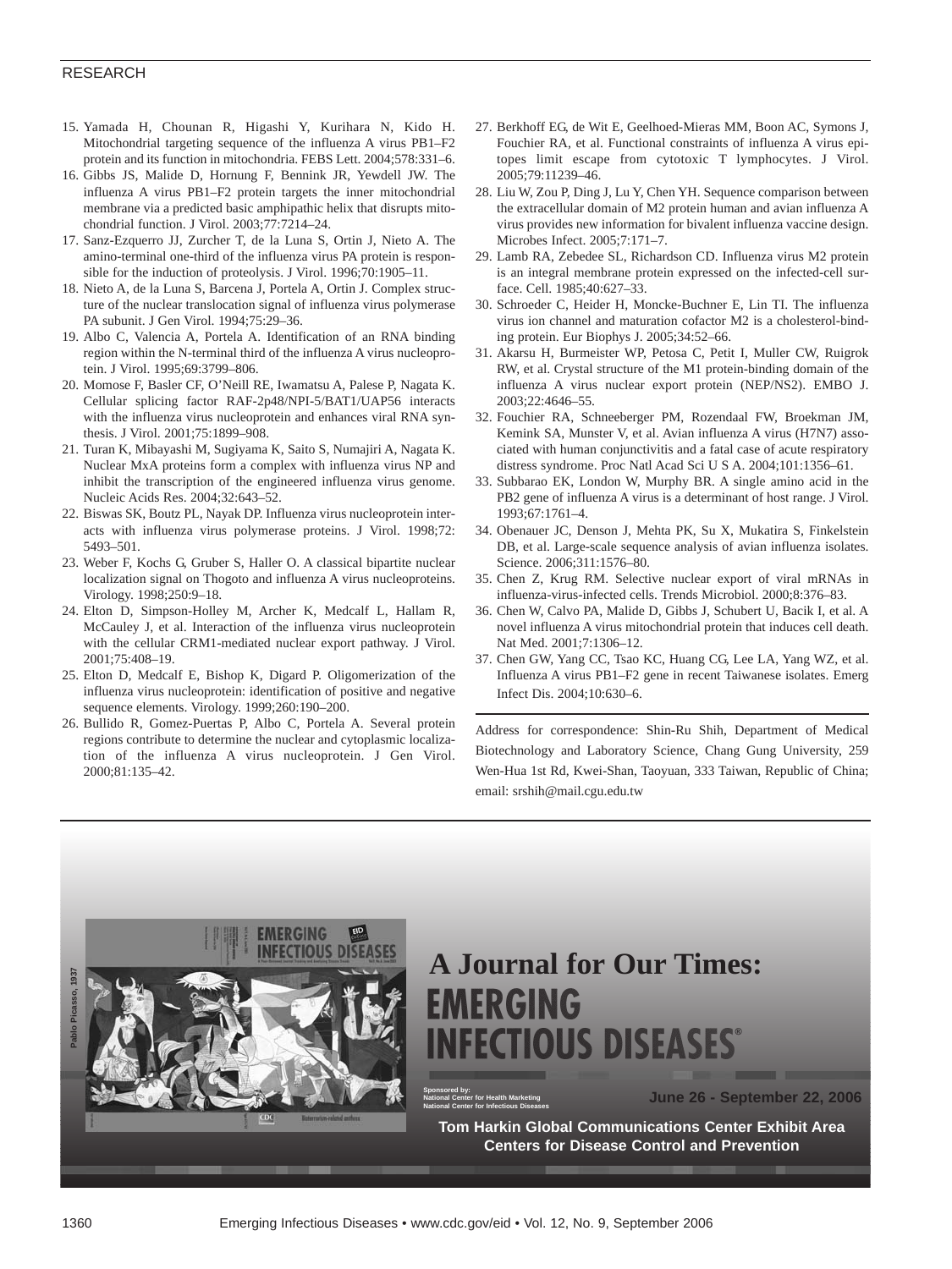15. Yamada H, Chounan R, Higashi Y, Kurihara N, Kido H. Mitochondrial targeting sequence of the influenza A virus PB1–F2 protein and its function in mitochondria. FEBS Lett. 2004;578:331–6.
16. Gibbs JS, Malide D, Hornung F, Bennink JR, Yewdell JW. The influenza A virus PB1–F2 protein targets the inner mitochondrial membrane via a predicted basic amphipathic helix that disrupts mitochondrial function. J Virol. 2003;77:7214–24.
17. Sanz-Ezquerro JJ, Zurcher T, de la Luna S, Ortin J, Nieto A. The amino-terminal one-third of the influenza virus PA protein is responsible for the induction of proteolysis. J Virol. 1996;70:1905–11.
18. Nieto A, de la Luna S, Barcena J, Portela A, Ortin J. Complex structure of the nuclear translocation signal of influenza virus polymerase PA subunit. J Gen Virol. 1994;75:29–36.
19. Albo C, Valencia A, Portela A. Identification of an RNA binding region within the N-terminal third of the influenza A virus nucleoprotein. J Virol. 1995;69:3799–806.
20. Momose F, Basler CF, O'Neill RE, Iwamatsu A, Palese P, Nagata K. Cellular splicing factor RAF-2p48/NPI-5/BAT1/UAP56 interacts with the influenza virus nucleoprotein and enhances viral RNA synthesis. J Virol. 2001;75:1899–908.
21. Turan K, Mibayashi M, Sugiyama K, Saito S, Numajiri A, Nagata K. Nuclear MxA proteins form a complex with influenza virus NP and inhibit the transcription of the engineered influenza virus genome. Nucleic Acids Res. 2004;32:643–52.
22. Biswas SK, Boutz PL, Nayak DP. Influenza virus nucleoprotein interacts with influenza virus polymerase proteins. J Virol. 1998;72:5493–501.
23. Weber F, Kochs G, Gruber S, Haller O. A classical bipartite nuclear localization signal on Thogoto and influenza A virus nucleoproteins. Virology. 1998;250:9–18.
24. Elton D, Simpson-Holley M, Archer K, Medcalf L, Hallam R, McCauley J, et al. Interaction of the influenza virus nucleoprotein with the cellular CRM1-mediated nuclear export pathway. J Virol. 2001;75:408–19.
25. Elton D, Medcalf E, Bishop K, Digard P. Oligomerization of the influenza virus nucleoprotein: identification of positive and negative sequence elements. Virology. 1999;260:190–200.
26. Bullido R, Gomez-Puertas P, Albo C, Portela A. Several protein regions contribute to determine the nuclear and cytoplasmic localization of the influenza A virus nucleoprotein. J Gen Virol. 2000;81:135–42.
27. Berkhoff EG, de Wit E, Geelhoed-Mieras MM, Boon AC, Symons J, Fouchier RA, et al. Functional constraints of influenza A virus epitopes limit escape from cytotoxic T lymphocytes. J Virol. 2005;79:11239–46.
28. Liu W, Zou P, Ding J, Lu Y, Chen YH. Sequence comparison between the extracellular domain of M2 protein human and avian influenza A virus provides new information for bivalent influenza vaccine design. Microbes Infect. 2005;7:171–7.
29. Lamb RA, Zebedee SL, Richardson CD. Influenza virus M2 protein is an integral membrane protein expressed on the infected-cell surface. Cell. 1985;40:627–33.
30. Schroeder C, Heider H, Moncke-Buchner E, Lin TI. The influenza virus ion channel and maturation cofactor M2 is a cholesterol-binding protein. Eur Biophys J. 2005;34:52–66.
31. Akarsu H, Burmeister WP, Petosa C, Petit I, Muller CW, Ruigrok RW, et al. Crystal structure of the M1 protein-binding domain of the influenza A virus nuclear export protein (NEP/NS2). EMBO J. 2003;22:4646–55.
32. Fouchier RA, Schneeberger PM, Rozendaal FW, Broekman JM, Kemink SA, Munster V, et al. Avian influenza A virus (H7N7) associated with human conjunctivitis and a fatal case of acute respiratory distress syndrome. Proc Natl Acad Sci U S A. 2004;101:1356–61.
33. Subbarao EK, London W, Murphy BR. A single amino acid in the PB2 gene of influenza A virus is a determinant of host range. J Virol. 1993;67:1761–4.
34. Obenauer JC, Denson J, Mehta PK, Su X, Mukatira S, Finkelstein DB, et al. Large-scale sequence analysis of avian influenza isolates. Science. 2006;311:1576–80.
35. Chen Z, Krug RM. Selective nuclear export of viral mRNAs in influenza-virus-infected cells. Trends Microbiol. 2000;8:376–83.
36. Chen W, Calvo PA, Malide D, Gibbs J, Schubert U, Bacik I, et al. A novel influenza A virus mitochondrial protein that induces cell death. Nat Med. 2001;7:1306–12.
37. Chen GW, Yang CC, Tsao KC, Huang CG, Lee LA, Yang WZ, et al. Influenza A virus PB1–F2 gene in recent Taiwanese isolates. Emerg Infect Dis. 2004;10:630–6.

Address for correspondence: Shin-Ru Shih, Department of Medical Biotechnology and Laboratory Science, Chang Gung University, 259 Wen-Hua 1st Rd, Kwei-Shan, Taoyuan, 333 Taiwan, Republic of China; email: srshih@mail.cgu.edu.tw

Pablo Picasso, 1937

**A Journal for Our Times:**
**EMERGING INFECTIOUS DISEASES®**

Sponsored by:
National Center for Health Marketing
National Center for Infectious Diseases

June 26 - September 22, 2006

**Tom Harkin Global Communications Center Exhibit Area**
**Centers for Disease Control and Prevention**